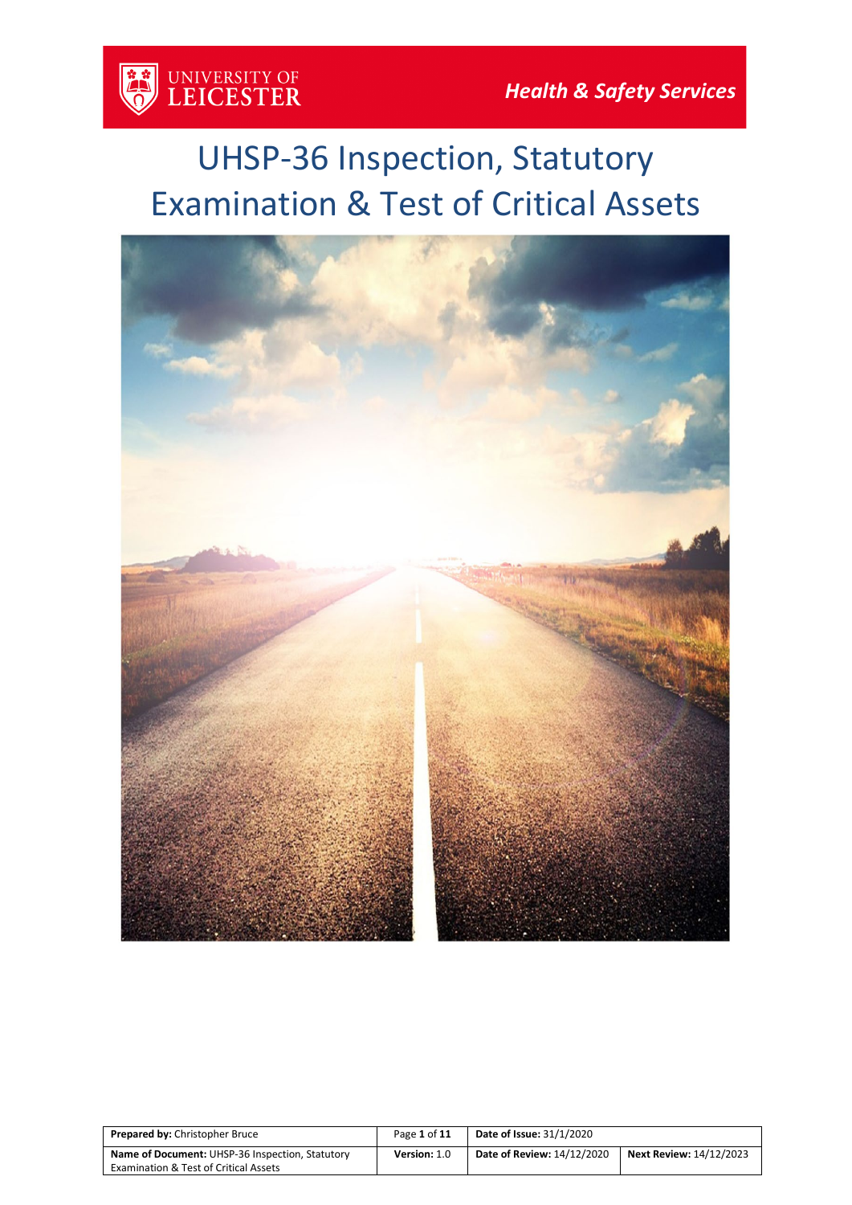UNIVERSITY OF LEICESTER

*Health & Safety Services*

# UHSP-36 Inspection, Statutory Examination & Test of Critical Assets

| **Prepared by:** Christopher Bruce | Page **1** of **11** | **Date of Issue:** 31/1/2020 | |
|---|---|---|---|
| **Name of Document:** UHSP-36 Inspection, Statutory Examination & Test of Critical Assets | **Version:** 1.0 | **Date of Review:** 14/12/2020 | **Next Review:** 14/12/2023 |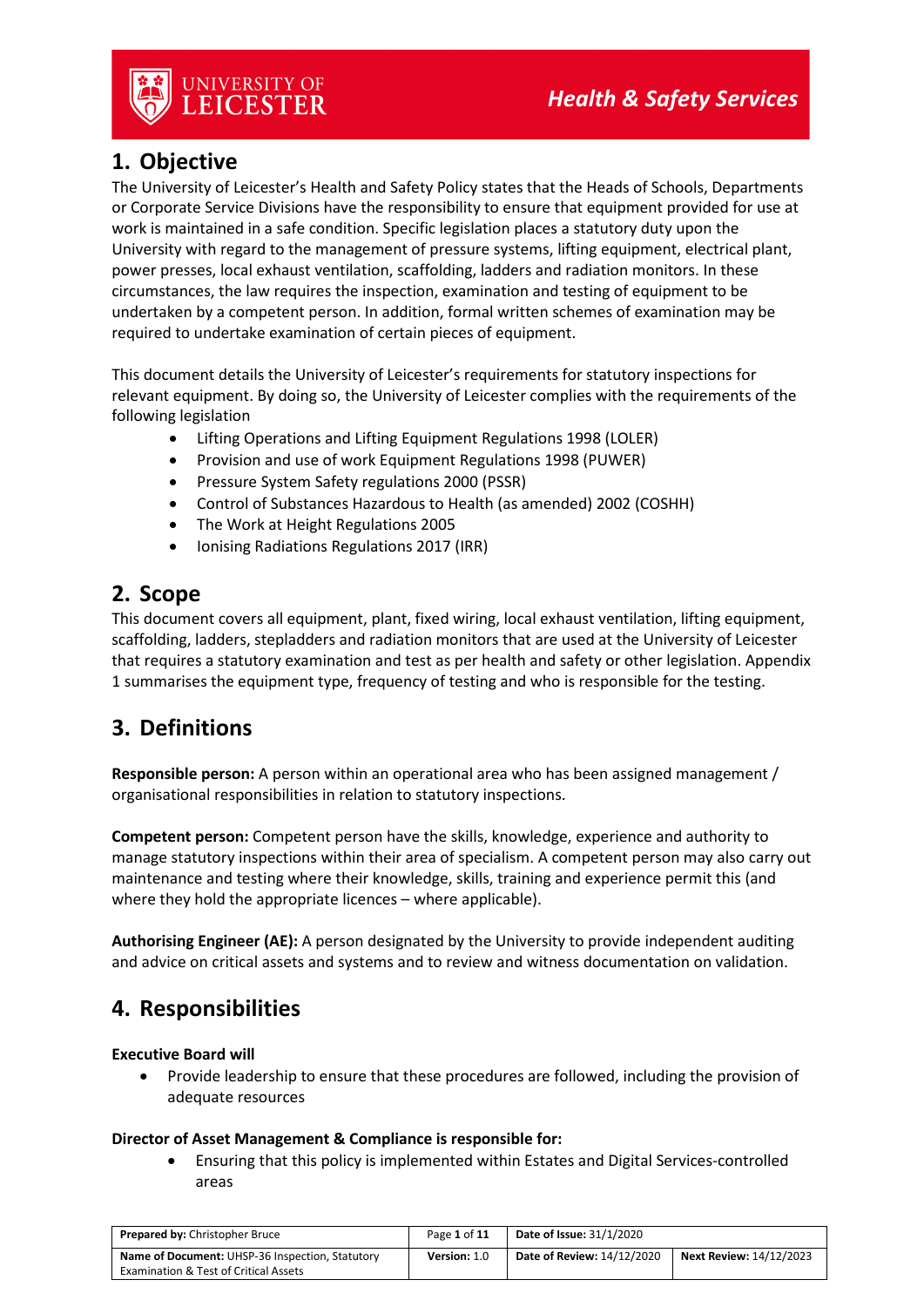## 1. Objective

The University of Leicester's Health and Safety Policy states that the Heads of Schools, Departments or Corporate Service Divisions have the responsibility to ensure that equipment provided for use at work is maintained in a safe condition. Specific legislation places a statutory duty upon the University with regard to the management of pressure systems, lifting equipment, electrical plant, power presses, local exhaust ventilation, scaffolding, ladders and radiation monitors. In these circumstances, the law requires the inspection, examination and testing of equipment to be undertaken by a competent person. In addition, formal written schemes of examination may be required to undertake examination of certain pieces of equipment.

This document details the University of Leicester's requirements for statutory inspections for relevant equipment. By doing so, the University of Leicester complies with the requirements of the following legislation

- Lifting Operations and Lifting Equipment Regulations 1998 (LOLER)
- Provision and use of work Equipment Regulations 1998 (PUWER)
- Pressure System Safety regulations 2000 (PSSR)
- Control of Substances Hazardous to Health (as amended) 2002 (COSHH)
- The Work at Height Regulations 2005
- Ionising Radiations Regulations 2017 (IRR)

## 2. Scope

This document covers all equipment, plant, fixed wiring, local exhaust ventilation, lifting equipment, scaffolding, ladders, stepladders and radiation monitors that are used at the University of Leicester that requires a statutory examination and test as per health and safety or other legislation. Appendix 1 summarises the equipment type, frequency of testing and who is responsible for the testing.

## 3. Definitions

**Responsible person:** A person within an operational area who has been assigned management / organisational responsibilities in relation to statutory inspections.

**Competent person:** Competent person have the skills, knowledge, experience and authority to manage statutory inspections within their area of specialism. A competent person may also carry out maintenance and testing where their knowledge, skills, training and experience permit this (and where they hold the appropriate licences – where applicable).

**Authorising Engineer (AE):** A person designated by the University to provide independent auditing and advice on critical assets and systems and to review and witness documentation on validation.

## 4. Responsibilities

**Executive Board will**

- Provide leadership to ensure that these procedures are followed, including the provision of adequate resources

**Director of Asset Management & Compliance is responsible for:**

- Ensuring that this policy is implemented within Estates and Digital Services-controlled areas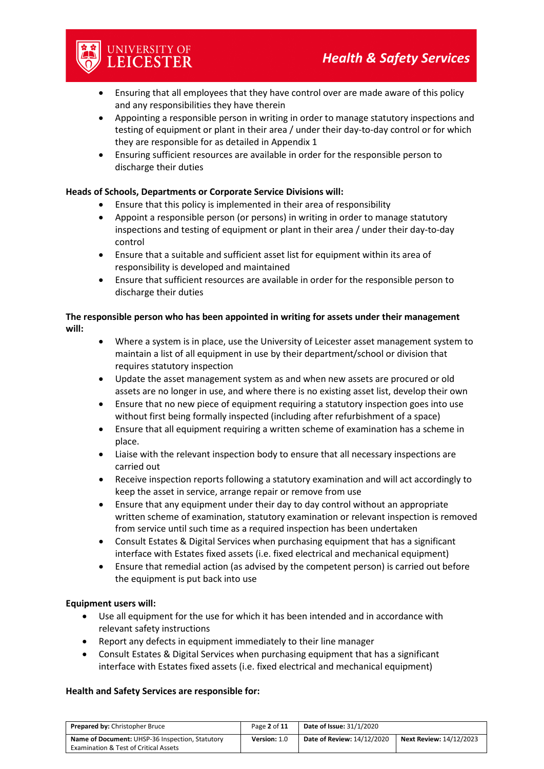- Ensuring that all employees that they have control over are made aware of this policy and any responsibilities they have therein
- Appointing a responsible person in writing in order to manage statutory inspections and testing of equipment or plant in their area / under their day-to-day control or for which they are responsible for as detailed in Appendix 1
- Ensuring sufficient resources are available in order for the responsible person to discharge their duties

**Heads of Schools, Departments or Corporate Service Divisions will:**

- Ensure that this policy is implemented in their area of responsibility
- Appoint a responsible person (or persons) in writing in order to manage statutory inspections and testing of equipment or plant in their area / under their day-to-day control
- Ensure that a suitable and sufficient asset list for equipment within its area of responsibility is developed and maintained
- Ensure that sufficient resources are available in order for the responsible person to discharge their duties

**The responsible person who has been appointed in writing for assets under their management will:**

- Where a system is in place, use the University of Leicester asset management system to maintain a list of all equipment in use by their department/school or division that requires statutory inspection
- Update the asset management system as and when new assets are procured or old assets are no longer in use, and where there is no existing asset list, develop their own
- Ensure that no new piece of equipment requiring a statutory inspection goes into use without first being formally inspected (including after refurbishment of a space)
- Ensure that all equipment requiring a written scheme of examination has a scheme in place.
- Liaise with the relevant inspection body to ensure that all necessary inspections are carried out
- Receive inspection reports following a statutory examination and will act accordingly to keep the asset in service, arrange repair or remove from use
- Ensure that any equipment under their day to day control without an appropriate written scheme of examination, statutory examination or relevant inspection is removed from service until such time as a required inspection has been undertaken
- Consult Estates & Digital Services when purchasing equipment that has a significant interface with Estates fixed assets (i.e. fixed electrical and mechanical equipment)
- Ensure that remedial action (as advised by the competent person) is carried out before the equipment is put back into use

**Equipment users will:**

- Use all equipment for the use for which it has been intended and in accordance with relevant safety instructions
- Report any defects in equipment immediately to their line manager
- Consult Estates & Digital Services when purchasing equipment that has a significant interface with Estates fixed assets (i.e. fixed electrical and mechanical equipment)

**Health and Safety Services are responsible for:**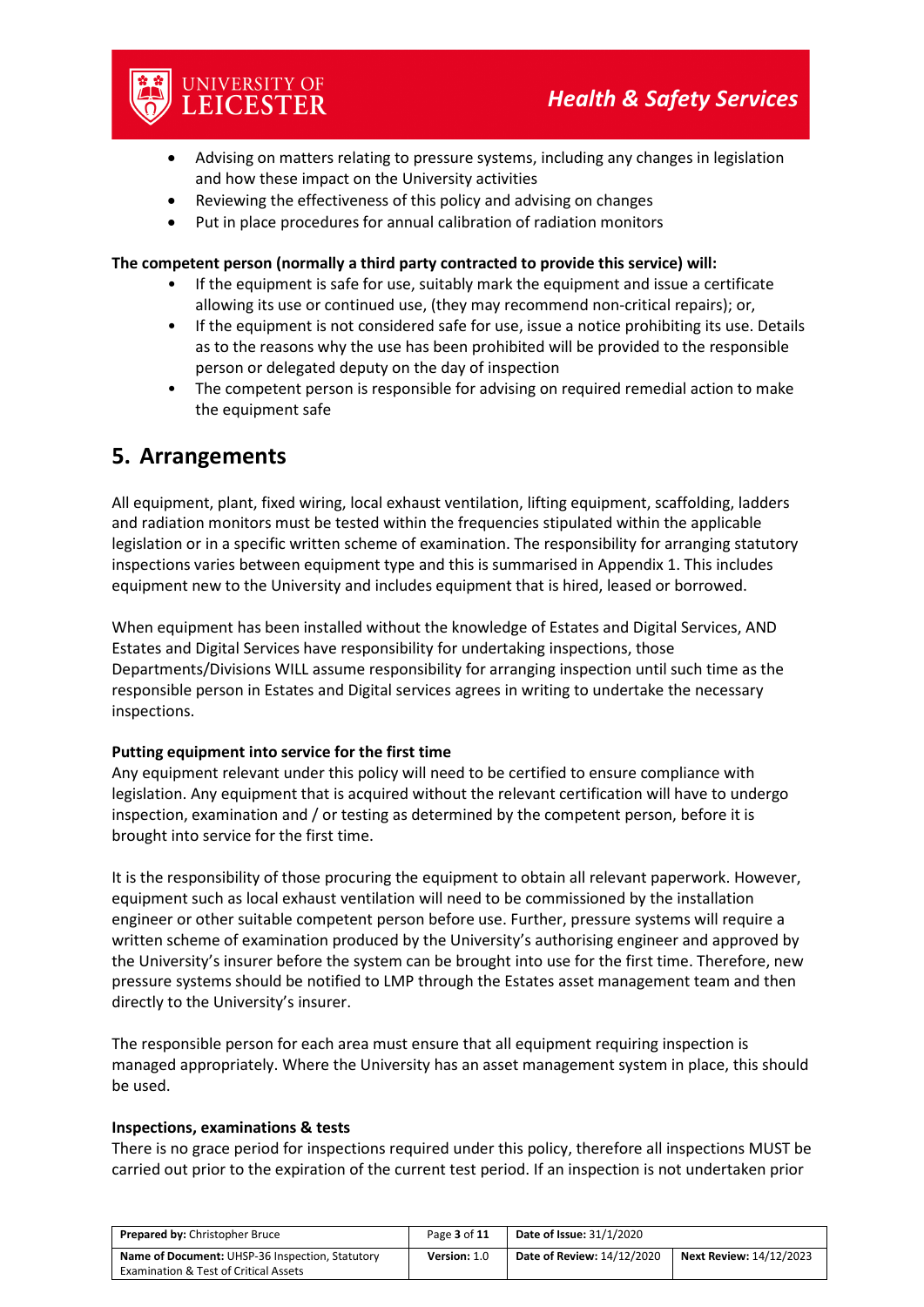- Advising on matters relating to pressure systems, including any changes in legislation and how these impact on the University activities
- Reviewing the effectiveness of this policy and advising on changes
- Put in place procedures for annual calibration of radiation monitors

**The competent person (normally a third party contracted to provide this service) will:**

- If the equipment is safe for use, suitably mark the equipment and issue a certificate allowing its use or continued use, (they may recommend non-critical repairs); or,
- If the equipment is not considered safe for use, issue a notice prohibiting its use. Details as to the reasons why the use has been prohibited will be provided to the responsible person or delegated deputy on the day of inspection
- The competent person is responsible for advising on required remedial action to make the equipment safe

## 5. Arrangements

All equipment, plant, fixed wiring, local exhaust ventilation, lifting equipment, scaffolding, ladders and radiation monitors must be tested within the frequencies stipulated within the applicable legislation or in a specific written scheme of examination. The responsibility for arranging statutory inspections varies between equipment type and this is summarised in Appendix 1. This includes equipment new to the University and includes equipment that is hired, leased or borrowed.

When equipment has been installed without the knowledge of Estates and Digital Services, AND Estates and Digital Services have responsibility for undertaking inspections, those Departments/Divisions WILL assume responsibility for arranging inspection until such time as the responsible person in Estates and Digital services agrees in writing to undertake the necessary inspections.

**Putting equipment into service for the first time**

Any equipment relevant under this policy will need to be certified to ensure compliance with legislation. Any equipment that is acquired without the relevant certification will have to undergo inspection, examination and / or testing as determined by the competent person, before it is brought into service for the first time.

It is the responsibility of those procuring the equipment to obtain all relevant paperwork. However, equipment such as local exhaust ventilation will need to be commissioned by the installation engineer or other suitable competent person before use. Further, pressure systems will require a written scheme of examination produced by the University's authorising engineer and approved by the University's insurer before the system can be brought into use for the first time. Therefore, new pressure systems should be notified to LMP through the Estates asset management team and then directly to the University's insurer.

The responsible person for each area must ensure that all equipment requiring inspection is managed appropriately. Where the University has an asset management system in place, this should be used.

**Inspections, examinations & tests**

There is no grace period for inspections required under this policy, therefore all inspections MUST be carried out prior to the expiration of the current test period. If an inspection is not undertaken prior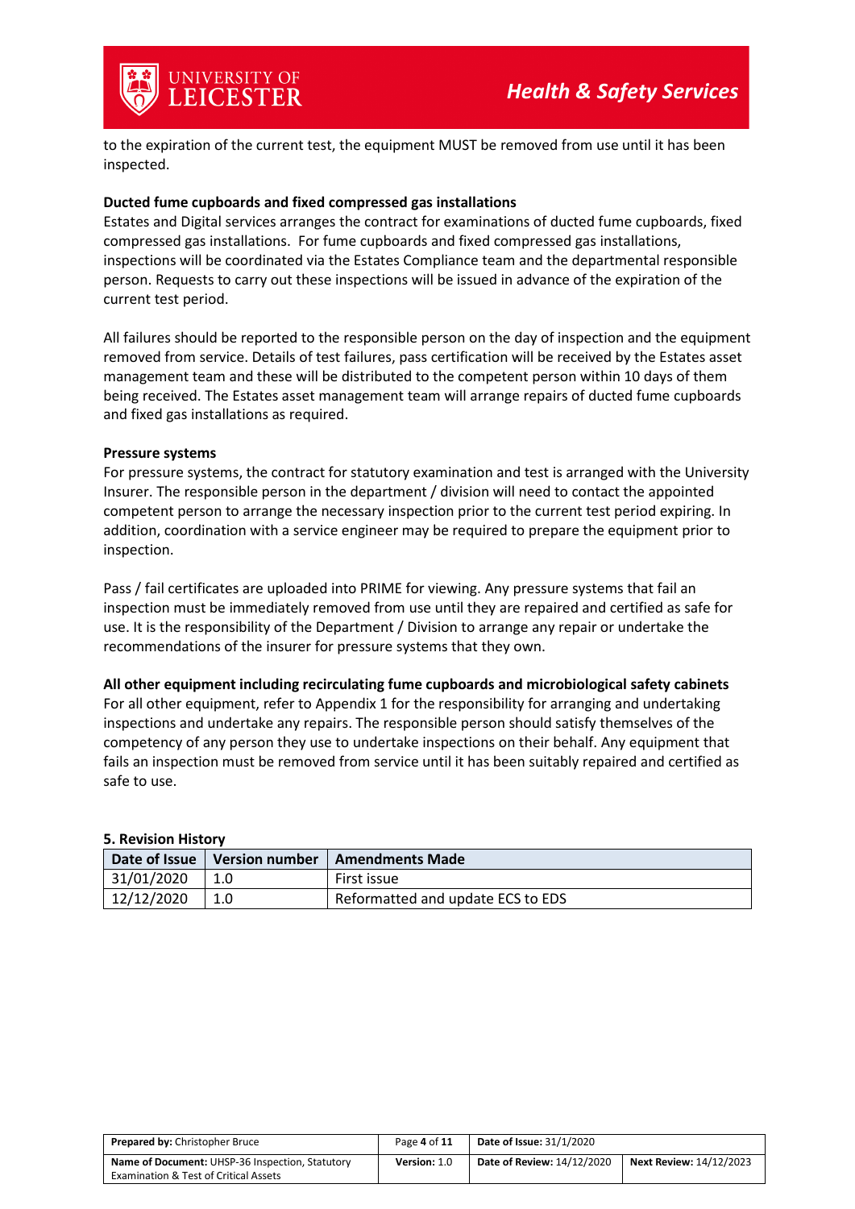to the expiration of the current test, the equipment MUST be removed from use until it has been inspected.

**Ducted fume cupboards and fixed compressed gas installations**

Estates and Digital services arranges the contract for examinations of ducted fume cupboards, fixed compressed gas installations. For fume cupboards and fixed compressed gas installations, inspections will be coordinated via the Estates Compliance team and the departmental responsible person. Requests to carry out these inspections will be issued in advance of the expiration of the current test period.

All failures should be reported to the responsible person on the day of inspection and the equipment removed from service. Details of test failures, pass certification will be received by the Estates asset management team and these will be distributed to the competent person within 10 days of them being received. The Estates asset management team will arrange repairs of ducted fume cupboards and fixed gas installations as required.

**Pressure systems**

For pressure systems, the contract for statutory examination and test is arranged with the University Insurer. The responsible person in the department / division will need to contact the appointed competent person to arrange the necessary inspection prior to the current test period expiring. In addition, coordination with a service engineer may be required to prepare the equipment prior to inspection.

Pass / fail certificates are uploaded into PRIME for viewing. Any pressure systems that fail an inspection must be immediately removed from use until they are repaired and certified as safe for use. It is the responsibility of the Department / Division to arrange any repair or undertake the recommendations of the insurer for pressure systems that they own.

**All other equipment including recirculating fume cupboards and microbiological safety cabinets**

For all other equipment, refer to Appendix 1 for the responsibility for arranging and undertaking inspections and undertake any repairs. The responsible person should satisfy themselves of the competency of any person they use to undertake inspections on their behalf. Any equipment that fails an inspection must be removed from service until it has been suitably repaired and certified as safe to use.

**5. Revision History**

| Date of Issue | Version number | Amendments Made |
|---|---|---|
| 31/01/2020 | 1.0 | First issue |
| 12/12/2020 | 1.0 | Reformatted and update ECS to EDS |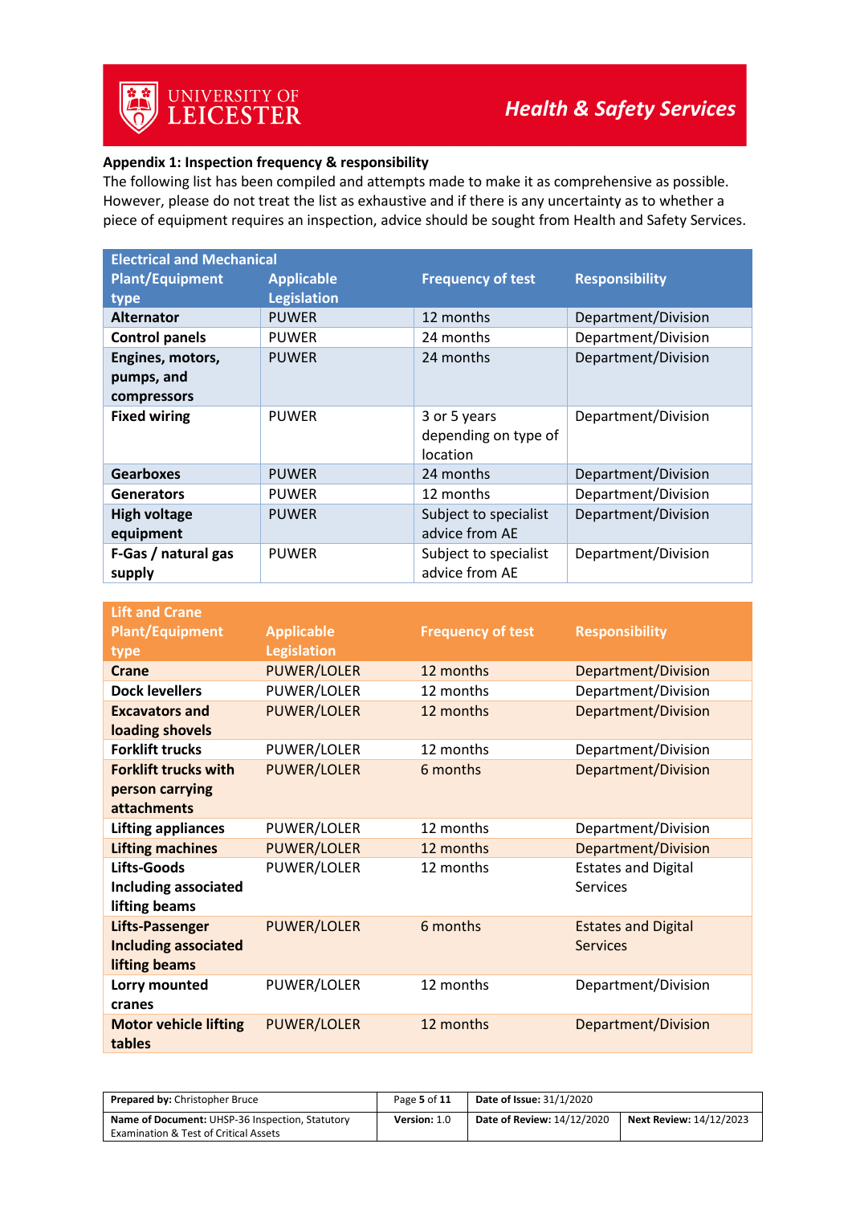**Appendix 1: Inspection frequency & responsibility**

The following list has been compiled and attempts made to make it as comprehensive as possible. However, please do not treat the list as exhaustive and if there is any uncertainty as to whether a piece of equipment requires an inspection, advice should be sought from Health and Safety Services.

| Electrical and Mechanical Plant/Equipment type | Applicable Legislation | Frequency of test | Responsibility |
|---|---|---|---|
| **Alternator** | PUWER | 12 months | Department/Division |
| **Control panels** | PUWER | 24 months | Department/Division |
| **Engines, motors, pumps, and compressors** | PUWER | 24 months | Department/Division |
| **Fixed wiring** | PUWER | 3 or 5 years depending on type of location | Department/Division |
| **Gearboxes** | PUWER | 24 months | Department/Division |
| **Generators** | PUWER | 12 months | Department/Division |
| **High voltage equipment** | PUWER | Subject to specialist advice from AE | Department/Division |
| **F-Gas / natural gas supply** | PUWER | Subject to specialist advice from AE | Department/Division |

| Lift and Crane Plant/Equipment type | Applicable Legislation | Frequency of test | Responsibility |
|---|---|---|---|
| **Crane** | PUWER/LOLER | 12 months | Department/Division |
| **Dock levellers** | PUWER/LOLER | 12 months | Department/Division |
| **Excavators and loading shovels** | PUWER/LOLER | 12 months | Department/Division |
| **Forklift trucks** | PUWER/LOLER | 12 months | Department/Division |
| **Forklift trucks with person carrying attachments** | PUWER/LOLER | 6 months | Department/Division |
| **Lifting appliances** | PUWER/LOLER | 12 months | Department/Division |
| **Lifting machines** | PUWER/LOLER | 12 months | Department/Division |
| **Lifts-Goods Including associated lifting beams** | PUWER/LOLER | 12 months | Estates and Digital Services |
| **Lifts-Passenger Including associated lifting beams** | PUWER/LOLER | 6 months | Estates and Digital Services |
| **Lorry mounted cranes** | PUWER/LOLER | 12 months | Department/Division |
| **Motor vehicle lifting tables** | PUWER/LOLER | 12 months | Department/Division |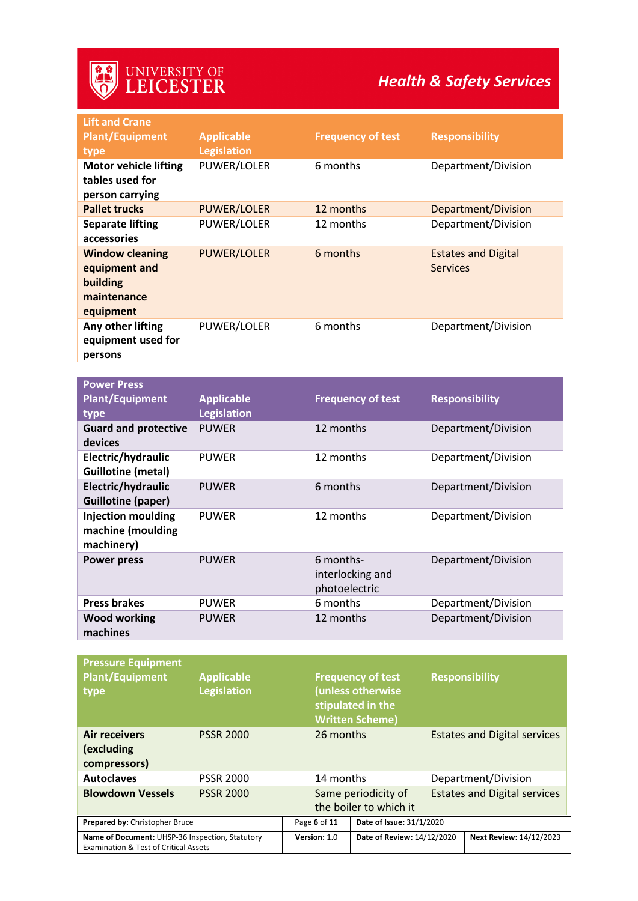| Lift and Crane Plant/Equipment type | Applicable Legislation | Frequency of test | Responsibility |
|---|---|---|---|
| **Motor vehicle lifting tables used for person carrying** | PUWER/LOLER | 6 months | Department/Division |
| **Pallet trucks** | PUWER/LOLER | 12 months | Department/Division |
| **Separate lifting accessories** | PUWER/LOLER | 12 months | Department/Division |
| **Window cleaning equipment and building maintenance equipment** | PUWER/LOLER | 6 months | Estates and Digital Services |
| **Any other lifting equipment used for persons** | PUWER/LOLER | 6 months | Department/Division |

| Power Press Plant/Equipment type | Applicable Legislation | Frequency of test | Responsibility |
|---|---|---|---|
| **Guard and protective devices** | PUWER | 12 months | Department/Division |
| **Electric/hydraulic Guillotine (metal)** | PUWER | 12 months | Department/Division |
| **Electric/hydraulic Guillotine (paper)** | PUWER | 6 months | Department/Division |
| **Injection moulding machine (moulding machinery)** | PUWER | 12 months | Department/Division |
| **Power press** | PUWER | 6 months- interlocking and photoelectric | Department/Division |
| **Press brakes** | PUWER | 6 months | Department/Division |
| **Wood working machines** | PUWER | 12 months | Department/Division |

| Pressure Equipment Plant/Equipment type | Applicable Legislation | Frequency of test (unless otherwise stipulated in the Written Scheme) | Responsibility |
|---|---|---|---|
| **Air receivers (excluding compressors)** | PSSR 2000 | 26 months | Estates and Digital services |
| **Autoclaves** | PSSR 2000 | 14 months | Department/Division |
| **Blowdown Vessels** | PSSR 2000 | Same periodicity of the boiler to which it | Estates and Digital services |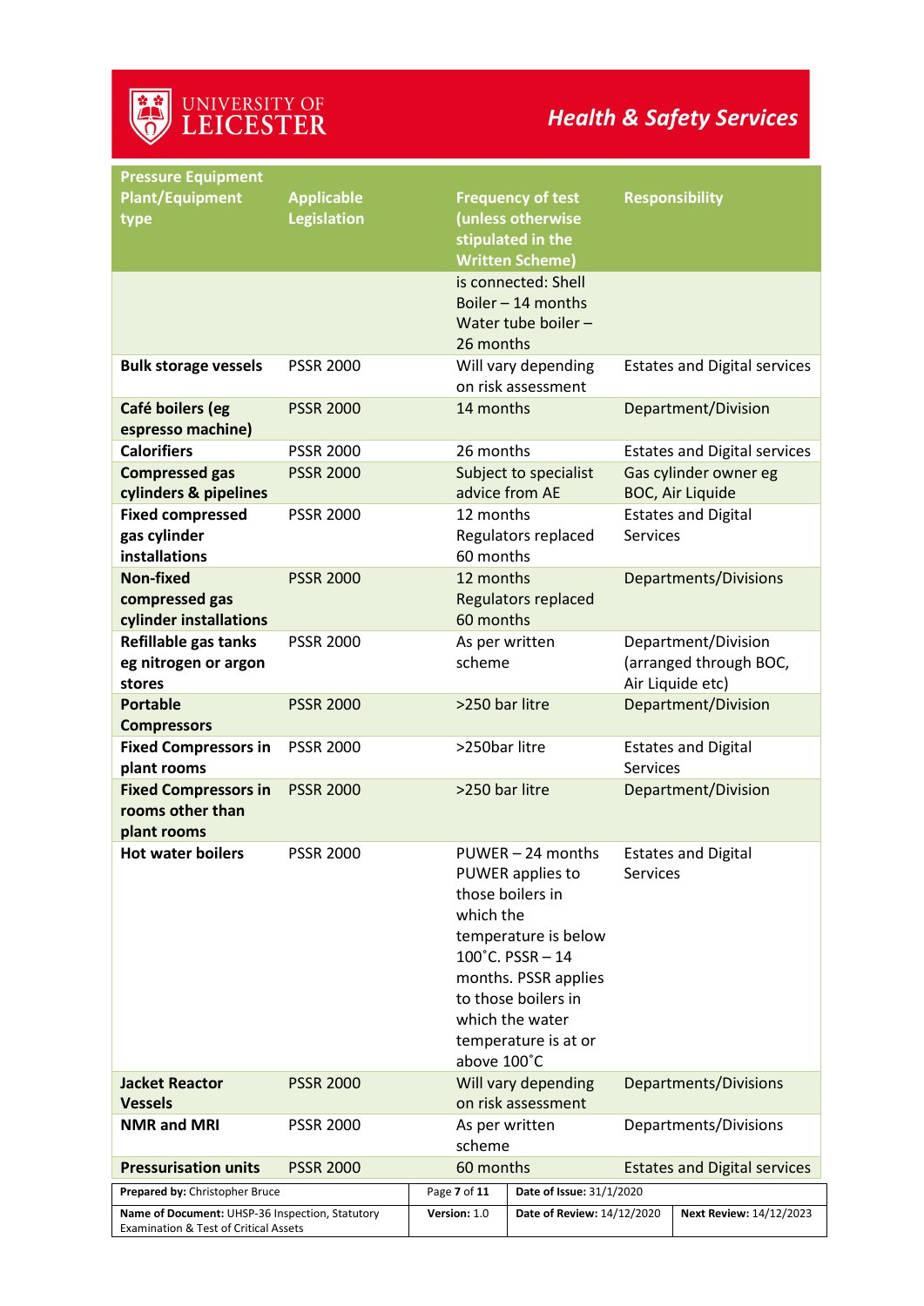| Pressure Equipment Plant/Equipment type | Applicable Legislation | Frequency of test (unless otherwise stipulated in the Written Scheme) | Responsibility |
|---|---|---|---|
| | | is connected: Shell Boiler – 14 months Water tube boiler – 26 months | |
| **Bulk storage vessels** | PSSR 2000 | Will vary depending on risk assessment | Estates and Digital services |
| **Café boilers (eg espresso machine)** | PSSR 2000 | 14 months | Department/Division |
| **Calorifiers** | PSSR 2000 | 26 months | Estates and Digital services |
| **Compressed gas cylinders & pipelines** | PSSR 2000 | Subject to specialist advice from AE | Gas cylinder owner eg BOC, Air Liquide |
| **Fixed compressed gas cylinder installations** | PSSR 2000 | 12 months Regulators replaced 60 months | Estates and Digital Services |
| **Non-fixed compressed gas cylinder installations** | PSSR 2000 | 12 months Regulators replaced 60 months | Departments/Divisions |
| **Refillable gas tanks eg nitrogen or argon stores** | PSSR 2000 | As per written scheme | Department/Division (arranged through BOC, Air Liquide etc) |
| **Portable Compressors** | PSSR 2000 | >250 bar litre | Department/Division |
| **Fixed Compressors in plant rooms** | PSSR 2000 | >250bar litre | Estates and Digital Services |
| **Fixed Compressors in rooms other than plant rooms** | PSSR 2000 | >250 bar litre | Department/Division |
| **Hot water boilers** | PSSR 2000 | PUWER – 24 months PUWER applies to those boilers in which the temperature is below 100˚C. PSSR – 14 months. PSSR applies to those boilers in which the water temperature is at or above 100˚C | Estates and Digital Services |
| **Jacket Reactor Vessels** | PSSR 2000 | Will vary depending on risk assessment | Departments/Divisions |
| **NMR and MRI** | PSSR 2000 | As per written scheme | Departments/Divisions |
| **Pressurisation units** | PSSR 2000 | 60 months | Estates and Digital services |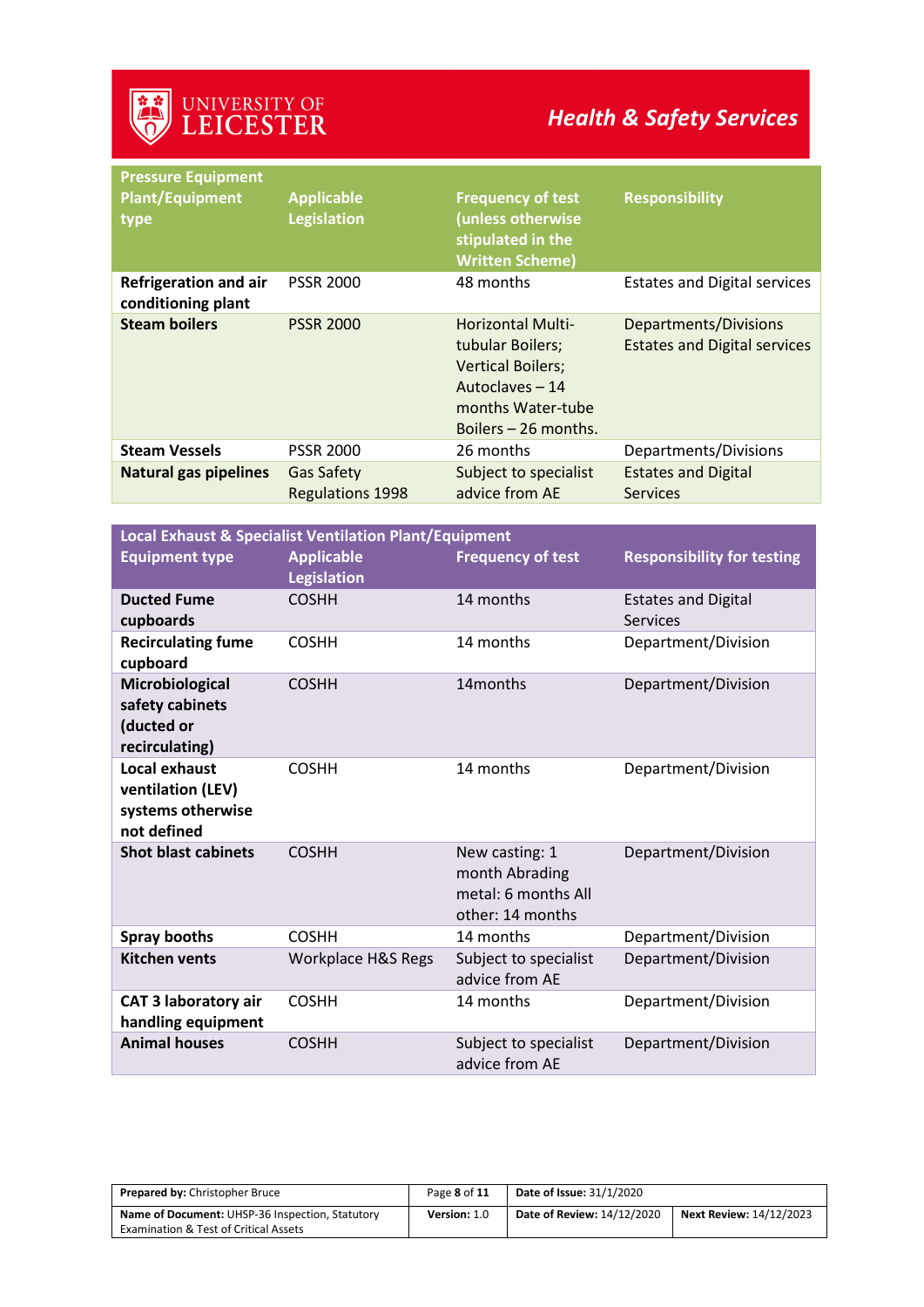| Pressure Equipment Plant/Equipment type | Applicable Legislation | Frequency of test (unless otherwise stipulated in the Written Scheme) | Responsibility |
|---|---|---|---|
| **Refrigeration and air conditioning plant** | PSSR 2000 | 48 months | Estates and Digital services |
| **Steam boilers** | PSSR 2000 | Horizontal Multi-tubular Boilers; Vertical Boilers; Autoclaves – 14 months Water-tube Boilers – 26 months. | Departments/Divisions Estates and Digital services |
| **Steam Vessels** | PSSR 2000 | 26 months | Departments/Divisions |
| **Natural gas pipelines** | Gas Safety Regulations 1998 | Subject to specialist advice from AE | Estates and Digital Services |

| Local Exhaust & Specialist Ventilation Plant/Equipment Equipment type | Applicable Legislation | Frequency of test | Responsibility for testing |
|---|---|---|---|
| **Ducted Fume cupboards** | COSHH | 14 months | Estates and Digital Services |
| **Recirculating fume cupboard** | COSHH | 14 months | Department/Division |
| **Microbiological safety cabinets (ducted or recirculating)** | COSHH | 14months | Department/Division |
| **Local exhaust ventilation (LEV) systems otherwise not defined** | COSHH | 14 months | Department/Division |
| **Shot blast cabinets** | COSHH | New casting: 1 month Abrading metal: 6 months All other: 14 months | Department/Division |
| **Spray booths** | COSHH | 14 months | Department/Division |
| **Kitchen vents** | Workplace H&S Regs | Subject to specialist advice from AE | Department/Division |
| **CAT 3 laboratory air handling equipment** | COSHH | 14 months | Department/Division |
| **Animal houses** | COSHH | Subject to specialist advice from AE | Department/Division |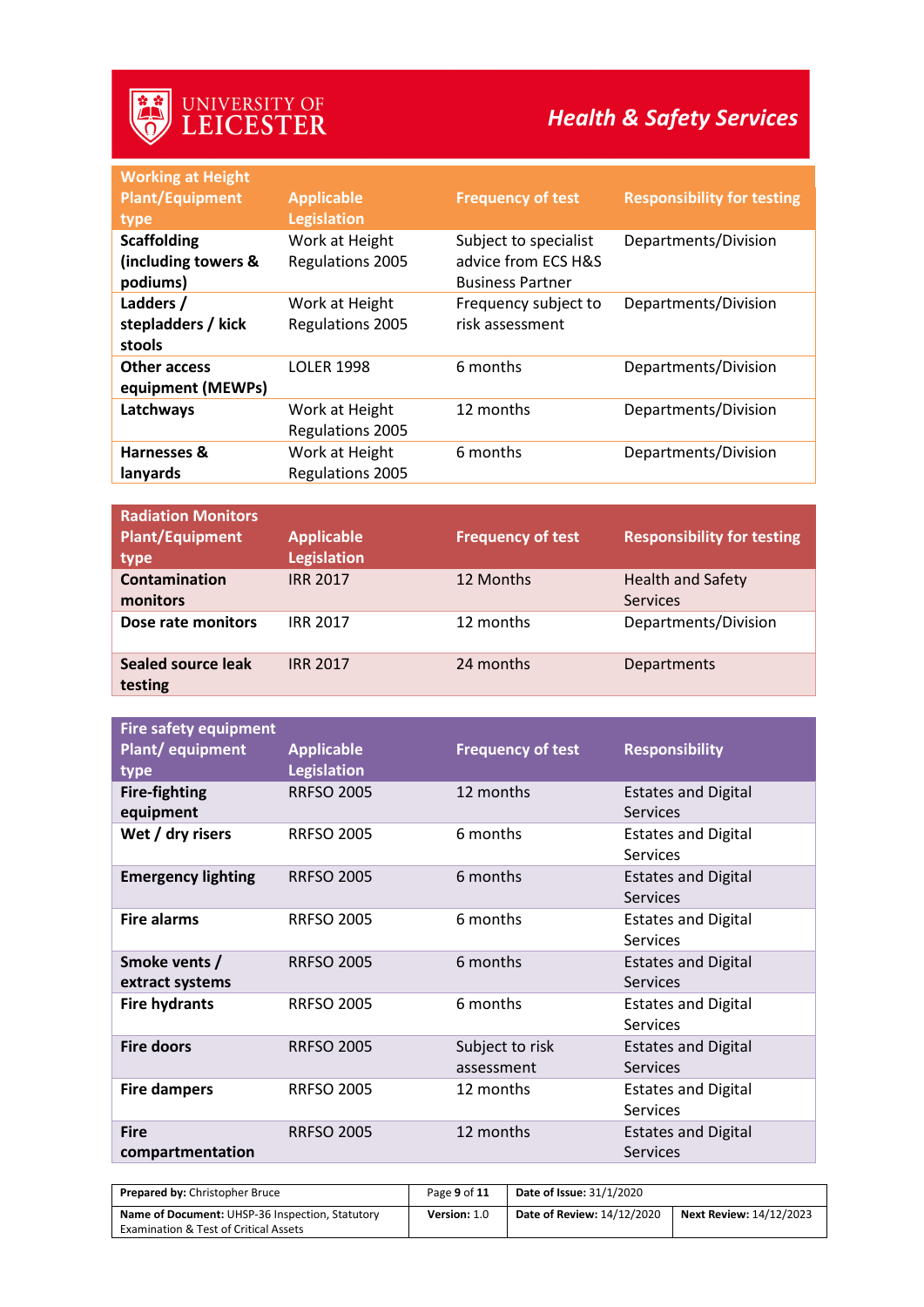| Working at Height Plant/Equipment type | Applicable Legislation | Frequency of test | Responsibility for testing |
|---|---|---|---|
| **Scaffolding (including towers & podiums)** | Work at Height Regulations 2005 | Subject to specialist advice from ECS H&S Business Partner | Departments/Division |
| **Ladders / stepladders / kick stools** | Work at Height Regulations 2005 | Frequency subject to risk assessment | Departments/Division |
| **Other access equipment (MEWPs)** | LOLER 1998 | 6 months | Departments/Division |
| **Latchways** | Work at Height Regulations 2005 | 12 months | Departments/Division |
| **Harnesses & lanyards** | Work at Height Regulations 2005 | 6 months | Departments/Division |

| Radiation Monitors Plant/Equipment type | Applicable Legislation | Frequency of test | Responsibility for testing |
|---|---|---|---|
| **Contamination monitors** | IRR 2017 | 12 Months | Health and Safety Services |
| **Dose rate monitors** | IRR 2017 | 12 months | Departments/Division |
| **Sealed source leak testing** | IRR 2017 | 24 months | Departments |

| Fire safety equipment Plant/ equipment type | Applicable Legislation | Frequency of test | Responsibility |
|---|---|---|---|
| **Fire-fighting equipment** | RRFSO 2005 | 12 months | Estates and Digital Services |
| **Wet / dry risers** | RRFSO 2005 | 6 months | Estates and Digital Services |
| **Emergency lighting** | RRFSO 2005 | 6 months | Estates and Digital Services |
| **Fire alarms** | RRFSO 2005 | 6 months | Estates and Digital Services |
| **Smoke vents / extract systems** | RRFSO 2005 | 6 months | Estates and Digital Services |
| **Fire hydrants** | RRFSO 2005 | 6 months | Estates and Digital Services |
| **Fire doors** | RRFSO 2005 | Subject to risk assessment | Estates and Digital Services |
| **Fire dampers** | RRFSO 2005 | 12 months | Estates and Digital Services |
| **Fire compartmentation** | RRFSO 2005 | 12 months | Estates and Digital Services |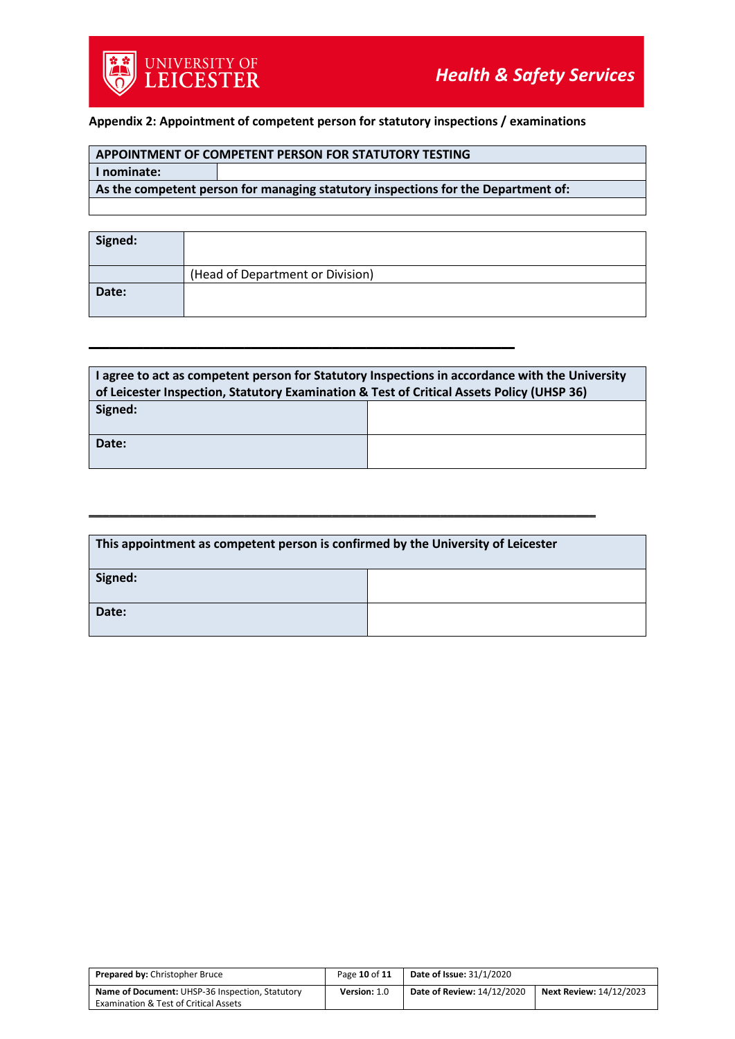**Appendix 2: Appointment of competent person for statutory inspections / examinations**

| APPOINTMENT OF COMPETENT PERSON FOR STATUTORY TESTING | |
|---|---|
| **I nominate:** | |
| **As the competent person for managing statutory inspections for the Department of:** | |
| | |

| | |
|---|---|
| **Signed:** | |
| | (Head of Department or Division) |
| **Date:** | |

\_\_\_\_\_\_\_\_\_\_\_\_\_\_\_\_\_\_\_\_\_\_\_\_\_\_\_\_\_\_\_\_\_\_\_\_\_\_\_\_\_\_\_\_\_\_\_\_\_\_\_\_\_\_\_\_

| I agree to act as competent person for Statutory Inspections in accordance with the University of Leicester Inspection, Statutory Examination & Test of Critical Assets Policy (UHSP 36) | |
|---|---|
| **Signed:** | |
| **Date:** | |

\_\_\_\_\_\_\_\_\_\_\_\_\_\_\_\_\_\_\_\_\_\_\_\_\_\_\_\_\_\_\_\_\_\_\_\_\_\_\_\_\_\_\_\_\_\_\_\_\_\_\_\_\_\_\_\_\_\_\_\_\_\_\_\_\_\_\_\_

| This appointment as competent person is confirmed by the University of Leicester | |
|---|---|
| **Signed:** | |
| **Date:** | |